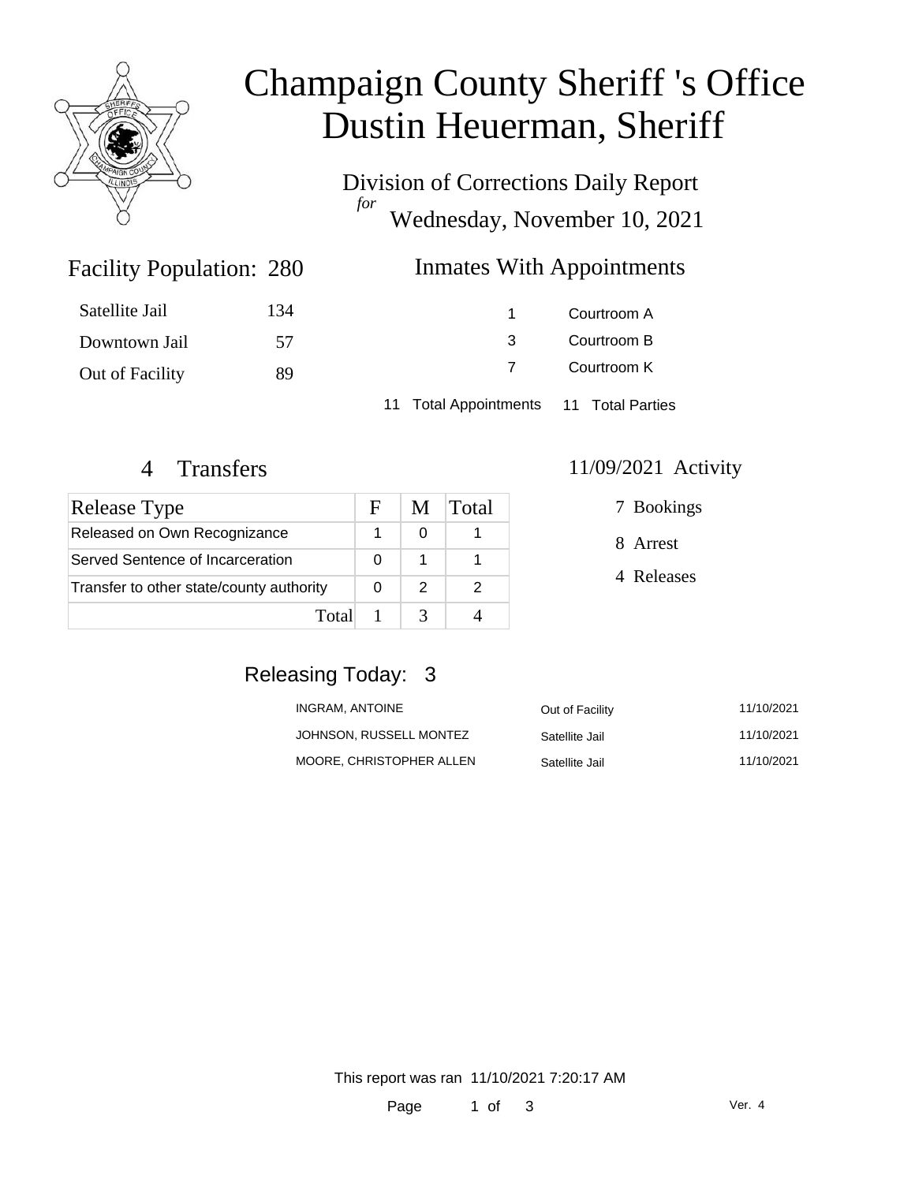# Champaign County Sheriff 's Office
# Dustin Heuerman, Sheriff

Division of Corrections Daily Report
*for*
Wednesday, November 10, 2021

## Facility Population: 280

| | |
|---|---|
| Satellite Jail | 134 |
| Downtown Jail | 57 |
| Out of Facility | 89 |

## Inmates With Appointments

| | |
|---|---|
| 1 | Courtroom A |
| 3 | Courtroom B |
| 7 | Courtroom K |

11 Total Appointments    11 Total Parties

## 4 Transfers

| Release Type | F | M | Total |
|---|---|---|---|
| Released on Own Recognizance | 1 | 0 | 1 |
| Served Sentence of Incarceration | 0 | 1 | 1 |
| Transfer to other state/county authority | 0 | 2 | 2 |
| Total | 1 | 3 | 4 |

## 11/09/2021 Activity

7 Bookings

8 Arrest

4 Releases

## Releasing Today: 3

| | | |
|---|---|---|
| INGRAM, ANTOINE | Out of Facility | 11/10/2021 |
| JOHNSON, RUSSELL MONTEZ | Satellite Jail | 11/10/2021 |
| MOORE, CHRISTOPHER ALLEN | Satellite Jail | 11/10/2021 |

This report was ran 11/10/2021 7:20:17 AM

Ver. 4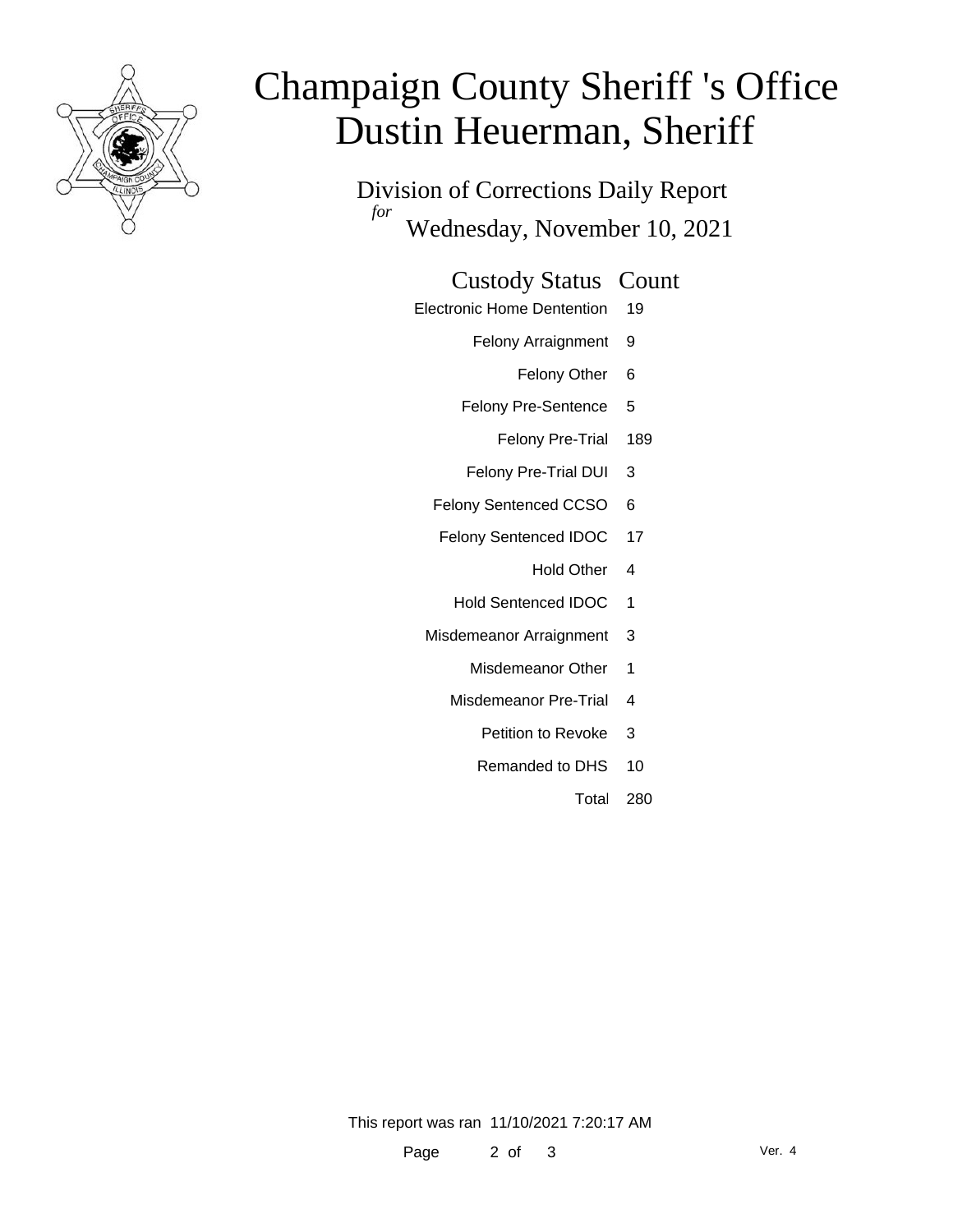# Champaign County Sheriff 's Office
# Dustin Heuerman, Sheriff

## Division of Corrections Daily Report

*for* Wednesday, November 10, 2021

| Custody Status | Count |
|---|---|
| Electronic Home Dentention | 19 |
| Felony Arraignment | 9 |
| Felony Other | 6 |
| Felony Pre-Sentence | 5 |
| Felony Pre-Trial | 189 |
| Felony Pre-Trial DUI | 3 |
| Felony Sentenced CCSO | 6 |
| Felony Sentenced IDOC | 17 |
| Hold Other | 4 |
| Hold Sentenced IDOC | 1 |
| Misdemeanor Arraignment | 3 |
| Misdemeanor Other | 1 |
| Misdemeanor Pre-Trial | 4 |
| Petition to Revoke | 3 |
| Remanded to DHS | 10 |
| Total | 280 |

This report was ran 11/10/2021 7:20:17 AM

Ver. 4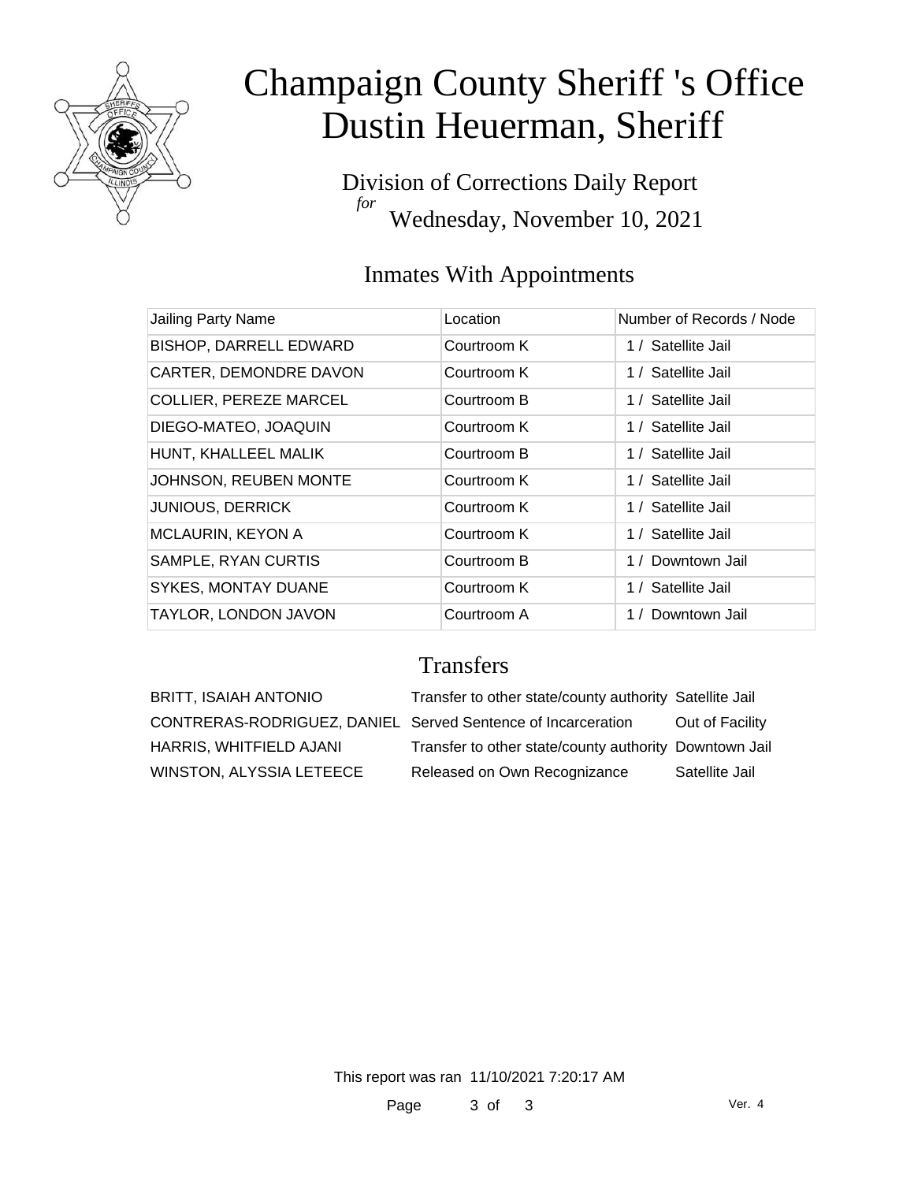# Champaign County Sheriff 's Office
# Dustin Heuerman, Sheriff

Division of Corrections Daily Report
*for*
Wednesday, November 10, 2021

## Inmates With Appointments

| Jailing Party Name | Location | Number of Records / Node |
|---|---|---|
| BISHOP, DARRELL EDWARD | Courtroom K | 1 / Satellite Jail |
| CARTER, DEMONDRE DAVON | Courtroom K | 1 / Satellite Jail |
| COLLIER, PEREZE MARCEL | Courtroom B | 1 / Satellite Jail |
| DIEGO-MATEO, JOAQUIN | Courtroom K | 1 / Satellite Jail |
| HUNT, KHALLEEL MALIK | Courtroom B | 1 / Satellite Jail |
| JOHNSON, REUBEN MONTE | Courtroom K | 1 / Satellite Jail |
| JUNIOUS, DERRICK | Courtroom K | 1 / Satellite Jail |
| MCLAURIN, KEYON A | Courtroom K | 1 / Satellite Jail |
| SAMPLE, RYAN CURTIS | Courtroom B | 1 / Downtown Jail |
| SYKES, MONTAY DUANE | Courtroom K | 1 / Satellite Jail |
| TAYLOR, LONDON JAVON | Courtroom A | 1 / Downtown Jail |

## Transfers

| | | |
|---|---|---|
| BRITT, ISAIAH ANTONIO | Transfer to other state/county authority | Satellite Jail |
| CONTRERAS-RODRIGUEZ, DANIEL | Served Sentence of Incarceration | Out of Facility |
| HARRIS, WHITFIELD AJANI | Transfer to other state/county authority | Downtown Jail |
| WINSTON, ALYSSIA LETEECE | Released on Own Recognizance | Satellite Jail |

This report was ran 11/10/2021 7:20:17 AM

Ver. 4